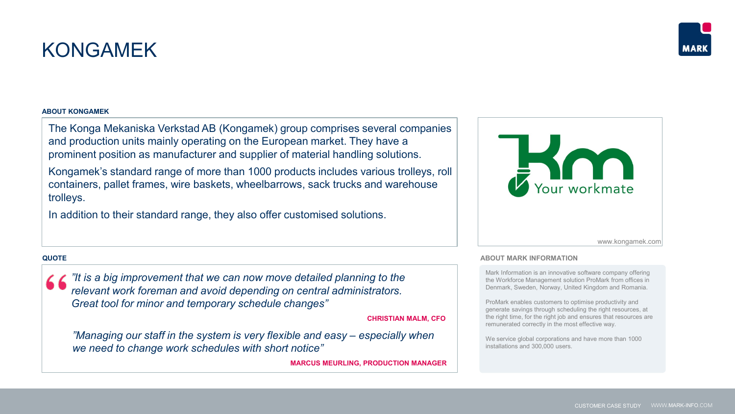# KONGAMEK

## ABOUT KONGAMEK

The Konga Mekaniska Verkstad AB (Kongamek) group comprises several companies and production units mainly operating on the European market. They have a prominent position as manufacturer and supplier of material handling solutions.

Kongamek's standard range of more than 1000 products includes various trolleys, roll containers, pallet frames, wire baskets, wheelbarrows, sack trucks and warehouse trolleys.

In addition to their standard range, they also offer customised solutions.

Your workmate

www.kongamek.com

## QUOTE

*"It is a big improvement that we can now move detailed planning to the relevant work foreman and avoid depending on central administrators. Great tool for minor and temporary schedule changes"*

**CHRISTIAN MALM, CFO**

*"Managing our staff in the system is very flexible and easy – especially when we need to change work schedules with short notice"*

**MARCUS MEURLING, PRODUCTION MANAGER**

## ABOUT MARK INFORMATION

Mark Information is an innovative software company offering the Workforce Management solution ProMark from offices in Denmark, Sweden, Norway, United Kingdom and Romania.

ProMark enables customers to optimise productivity and generate savings through scheduling the right resources, at the right time, for the right job and ensures that resources are remunerated correctly in the most effective way.

We service global corporations and have more than 1000 installations and 300,000 users.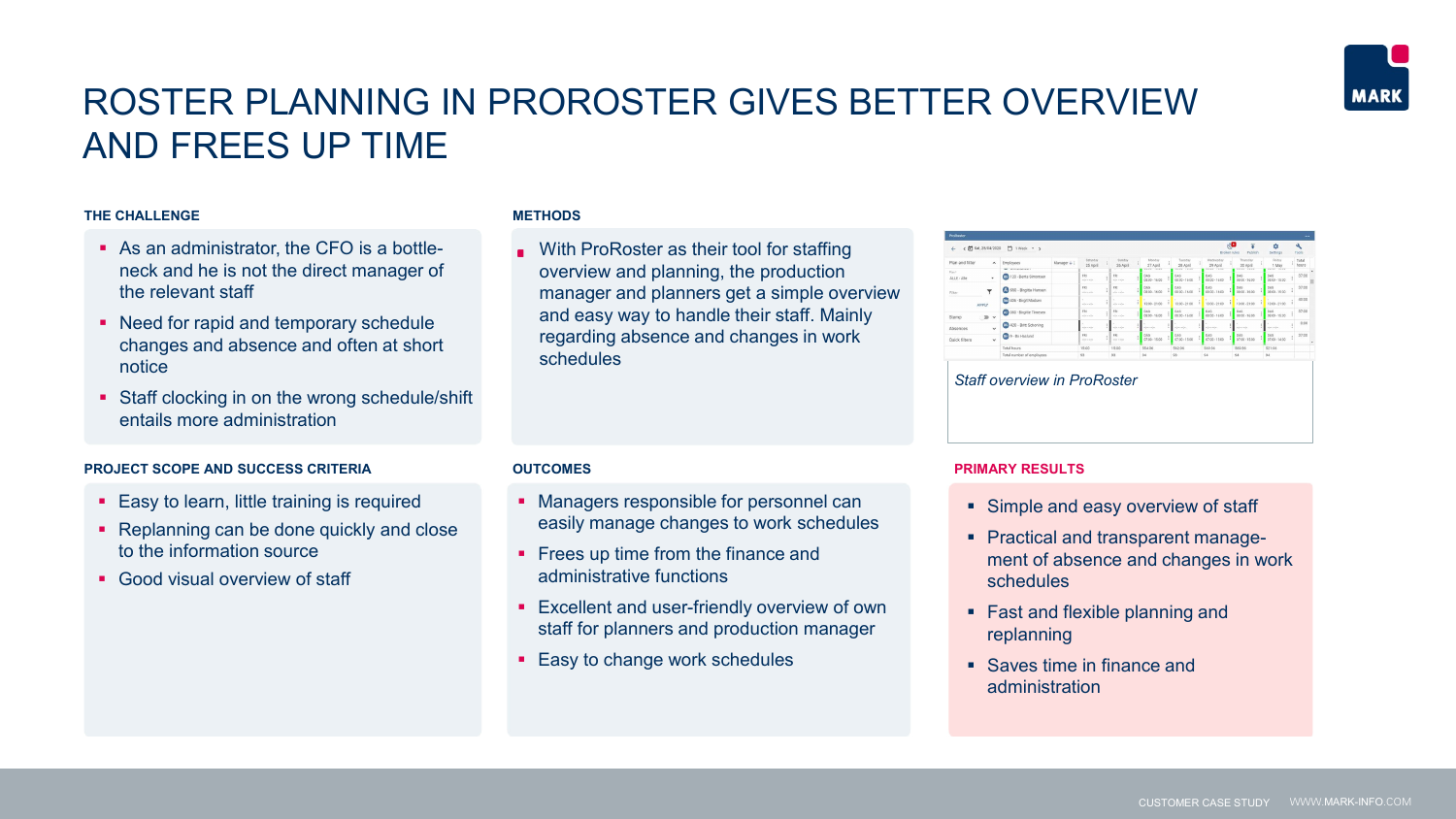# ROSTER PLANNING IN PROROSTER GIVES BETTER OVERVIEW AND FREES UP TIME

### THE CHALLENGE

- As an administrator, the CFO is a bottle-neck and he is not the direct manager of the relevant staff
- Need for rapid and temporary schedule changes and absence and often at short notice
- Staff clocking in on the wrong schedule/shift entails more administration

### METHODS

- With ProRoster as their tool for staffing overview and planning, the production manager and planners get a simple overview and easy way to handle their staff. Mainly regarding absence and changes in work schedules

*Staff overview in ProRoster*

### PROJECT SCOPE AND SUCCESS CRITERIA

- Easy to learn, little training is required
- Replanning can be done quickly and close to the information source
- Good visual overview of staff

### OUTCOMES

- Managers responsible for personnel can easily manage changes to work schedules
- Frees up time from the finance and administrative functions
- Excellent and user-friendly overview of own staff for planners and production manager
- Easy to change work schedules

### PRIMARY RESULTS

- Simple and easy overview of staff
- Practical and transparent manage-ment of absence and changes in work schedules
- Fast and flexible planning and replanning
- Saves time in finance and administration